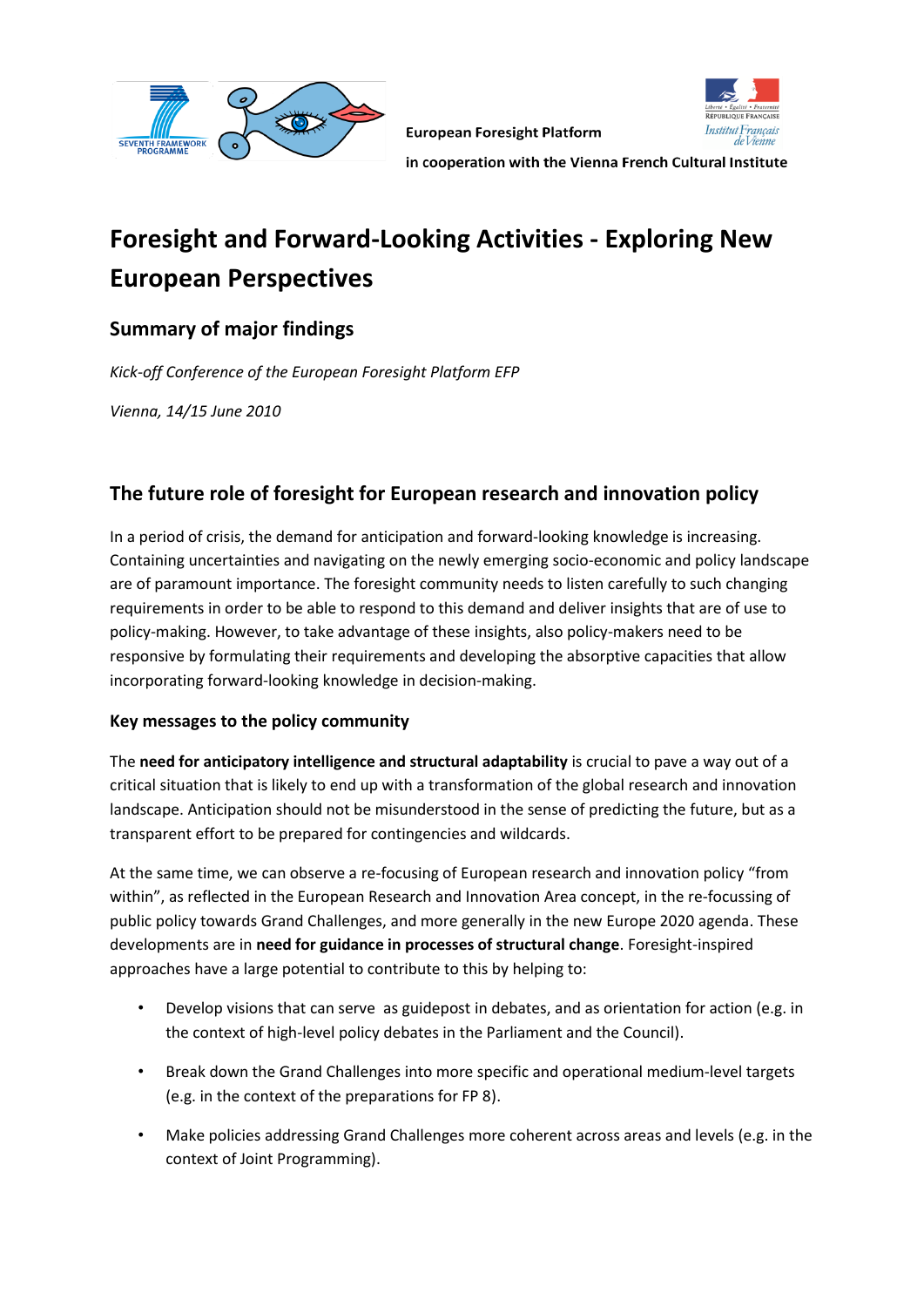European Foresight Platform

in cooperation with the Vienna French Cultural Institute

# Foresight and Forward-Looking Activities - Exploring New European Perspectives

## Summary of major findings

*Kick-off Conference of the European Foresight Platform EFP*

*Vienna, 14/15 June 2010*

## The future role of foresight for European research and innovation policy

In a period of crisis, the demand for anticipation and forward-looking knowledge is increasing. Containing uncertainties and navigating on the newly emerging socio-economic and policy landscape are of paramount importance. The foresight community needs to listen carefully to such changing requirements in order to be able to respond to this demand and deliver insights that are of use to policy-making. However, to take advantage of these insights, also policy-makers need to be responsive by formulating their requirements and developing the absorptive capacities that allow incorporating forward-looking knowledge in decision-making.

### Key messages to the policy community

The **need for anticipatory intelligence and structural adaptability** is crucial to pave a way out of a critical situation that is likely to end up with a transformation of the global research and innovation landscape. Anticipation should not be misunderstood in the sense of predicting the future, but as a transparent effort to be prepared for contingencies and wildcards.

At the same time, we can observe a re-focusing of European research and innovation policy "from within", as reflected in the European Research and Innovation Area concept, in the re-focussing of public policy towards Grand Challenges, and more generally in the new Europe 2020 agenda. These developments are in **need for guidance in processes of structural change**. Foresight-inspired approaches have a large potential to contribute to this by helping to:

- Develop visions that can serve as guidepost in debates, and as orientation for action (e.g. in the context of high-level policy debates in the Parliament and the Council).
- Break down the Grand Challenges into more specific and operational medium-level targets (e.g. in the context of the preparations for FP 8).
- Make policies addressing Grand Challenges more coherent across areas and levels (e.g. in the context of Joint Programming).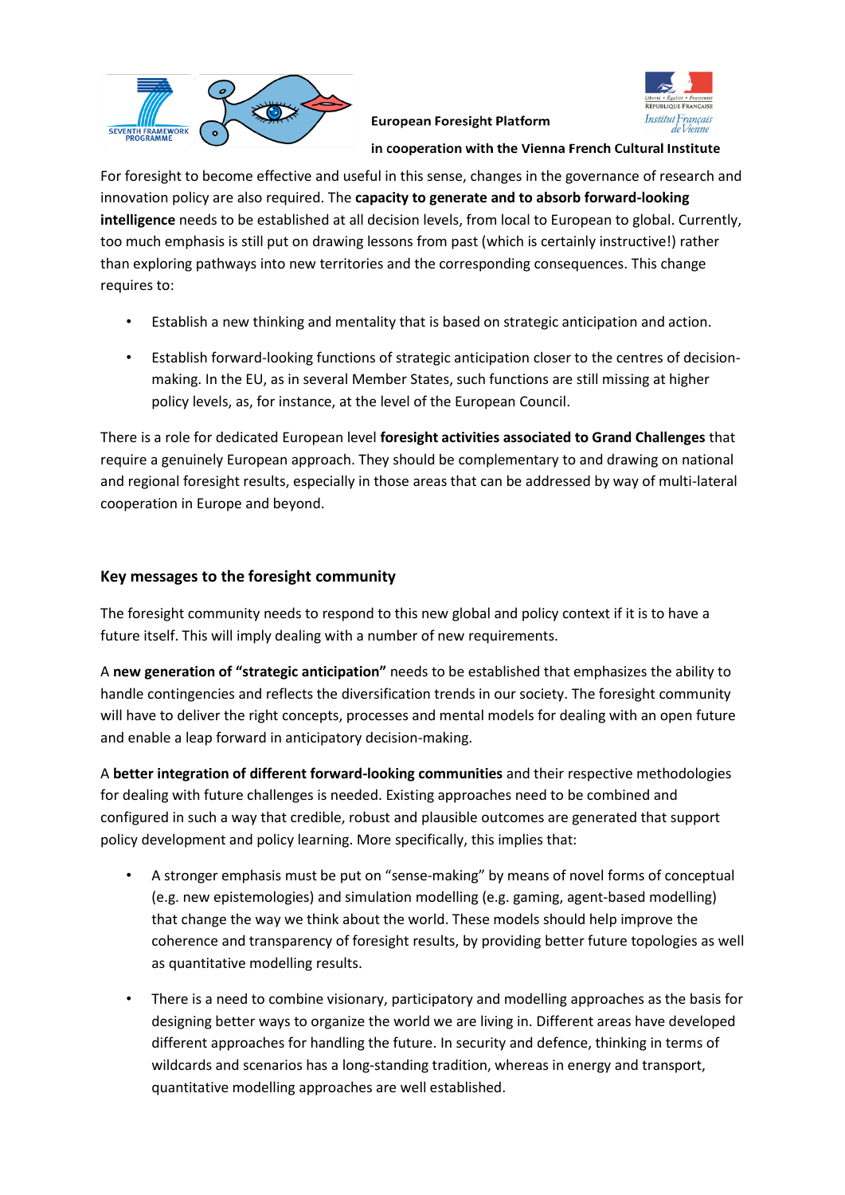For foresight to become effective and useful in this sense, changes in the governance of research and innovation policy are also required. The **capacity to generate and to absorb forward-looking intelligence** needs to be established at all decision levels, from local to European to global. Currently, too much emphasis is still put on drawing lessons from past (which is certainly instructive!) rather than exploring pathways into new territories and the corresponding consequences. This change requires to:

- Establish a new thinking and mentality that is based on strategic anticipation and action.
- Establish forward-looking functions of strategic anticipation closer to the centres of decision-making. In the EU, as in several Member States, such functions are still missing at higher policy levels, as, for instance, at the level of the European Council.

There is a role for dedicated European level **foresight activities associated to Grand Challenges** that require a genuinely European approach. They should be complementary to and drawing on national and regional foresight results, especially in those areas that can be addressed by way of multi-lateral cooperation in Europe and beyond.

## Key messages to the foresight community

The foresight community needs to respond to this new global and policy context if it is to have a future itself. This will imply dealing with a number of new requirements.

A **new generation of "strategic anticipation"** needs to be established that emphasizes the ability to handle contingencies and reflects the diversification trends in our society. The foresight community will have to deliver the right concepts, processes and mental models for dealing with an open future and enable a leap forward in anticipatory decision-making.

A **better integration of different forward-looking communities** and their respective methodologies for dealing with future challenges is needed. Existing approaches need to be combined and configured in such a way that credible, robust and plausible outcomes are generated that support policy development and policy learning. More specifically, this implies that:

- A stronger emphasis must be put on "sense-making" by means of novel forms of conceptual (e.g. new epistemologies) and simulation modelling (e.g. gaming, agent-based modelling) that change the way we think about the world. These models should help improve the coherence and transparency of foresight results, by providing better future topologies as well as quantitative modelling results.
- There is a need to combine visionary, participatory and modelling approaches as the basis for designing better ways to organize the world we are living in. Different areas have developed different approaches for handling the future. In security and defence, thinking in terms of wildcards and scenarios has a long-standing tradition, whereas in energy and transport, quantitative modelling approaches are well established.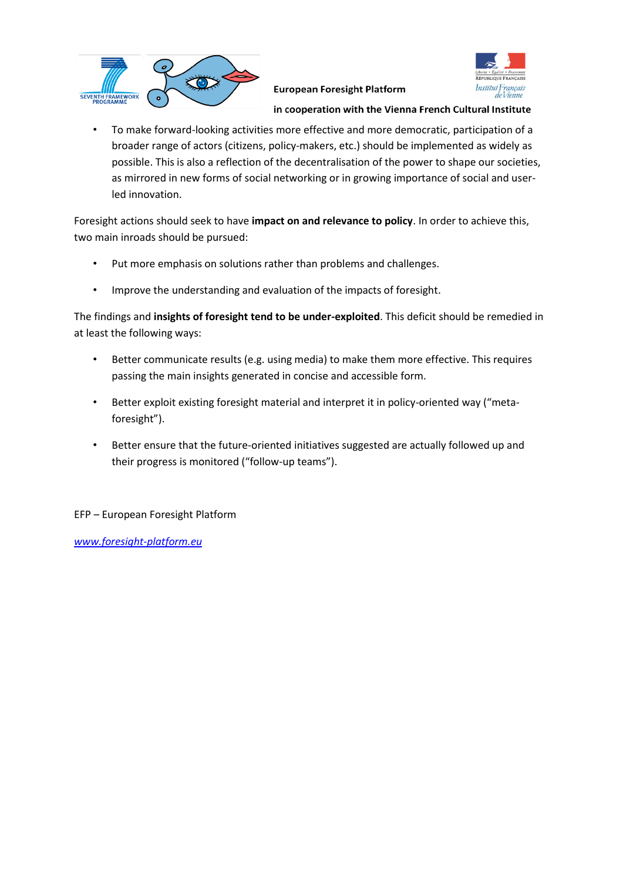- To make forward-looking activities more effective and more democratic, participation of a broader range of actors (citizens, policy-makers, etc.) should be implemented as widely as possible. This is also a reflection of the decentralisation of the power to shape our societies, as mirrored in new forms of social networking or in growing importance of social and user-led innovation.

Foresight actions should seek to have **impact on and relevance to policy**. In order to achieve this, two main inroads should be pursued:

- Put more emphasis on solutions rather than problems and challenges.
- Improve the understanding and evaluation of the impacts of foresight.

The findings and **insights of foresight tend to be under-exploited**. This deficit should be remedied in at least the following ways:

- Better communicate results (e.g. using media) to make them more effective. This requires passing the main insights generated in concise and accessible form.
- Better exploit existing foresight material and interpret it in policy-oriented way ("meta-foresight").
- Better ensure that the future-oriented initiatives suggested are actually followed up and their progress is monitored ("follow-up teams").

EFP – European Foresight Platform

*www.foresight-platform.eu*